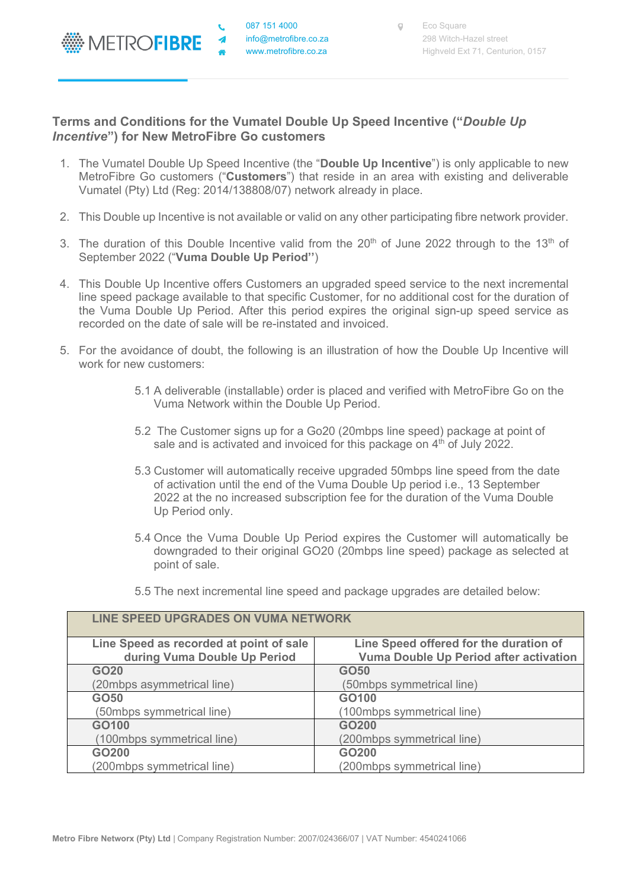METROFIBRE

087 151 4000
info@metrofibre.co.za
www.metrofibre.co.za

Eco Square
298 Witch-Hazel street
Highveld Ext 71, Centurion, 0157

## Terms and Conditions for the Vumatel Double Up Speed Incentive ("*Double Up Incentive*") for New MetroFibre Go customers

1. The Vumatel Double Up Speed Incentive (the "**Double Up Incentive**") is only applicable to new MetroFibre Go customers ("**Customers**") that reside in an area with existing and deliverable Vumatel (Pty) Ltd (Reg: 2014/138808/07) network already in place.

2. This Double up Incentive is not available or valid on any other participating fibre network provider.

3. The duration of this Double Incentive valid from the 20th of June 2022 through to the 13th of September 2022 ("**Vuma Double Up Period**")

4. This Double Up Incentive offers Customers an upgraded speed service to the next incremental line speed package available to that specific Customer, for no additional cost for the duration of the Vuma Double Up Period. After this period expires the original sign-up speed service as recorded on the date of sale will be re-instated and invoiced.

5. For the avoidance of doubt, the following is an illustration of how the Double Up Incentive will work for new customers:

   5.1 A deliverable (installable) order is placed and verified with MetroFibre Go on the Vuma Network within the Double Up Period.

   5.2 The Customer signs up for a Go20 (20mbps line speed) package at point of sale and is activated and invoiced for this package on 4th of July 2022.

   5.3 Customer will automatically receive upgraded 50mbps line speed from the date of activation until the end of the Vuma Double Up period i.e., 13 September 2022 at the no increased subscription fee for the duration of the Vuma Double Up Period only.

   5.4 Once the Vuma Double Up Period expires the Customer will automatically be downgraded to their original GO20 (20mbps line speed) package as selected at point of sale.

   5.5 The next incremental line speed and package upgrades are detailed below:

| LINE SPEED UPGRADES ON VUMA NETWORK | |
|---|---|
| **Line Speed as recorded at point of sale during Vuma Double Up Period** | **Line Speed offered for the duration of Vuma Double Up Period after activation** |
| **GO20** (20mbps asymmetrical line) | **GO50** (50mbps symmetrical line) |
| **GO50** (50mbps symmetrical line) | **GO100** (100mbps symmetrical line) |
| **GO100** (100mbps symmetrical line) | **GO200** (200mbps symmetrical line) |
| **GO200** (200mbps symmetrical line) | **GO200** (200mbps symmetrical line) |

**Metro Fibre Networx (Pty) Ltd** | Company Registration Number: 2007/024366/07 | VAT Number: 4540241066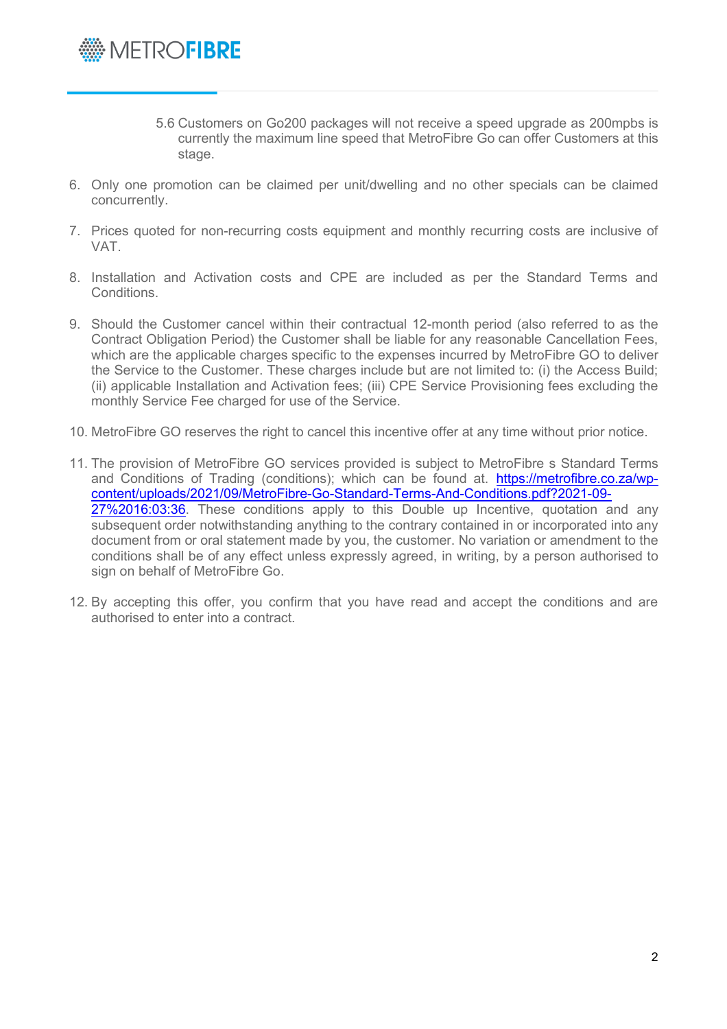5.6 Customers on Go200 packages will not receive a speed upgrade as 200mpbs is currently the maximum line speed that MetroFibre Go can offer Customers at this stage.

6. Only one promotion can be claimed per unit/dwelling and no other specials can be claimed concurrently.

7. Prices quoted for non-recurring costs equipment and monthly recurring costs are inclusive of VAT.

8. Installation and Activation costs and CPE are included as per the Standard Terms and Conditions.

9. Should the Customer cancel within their contractual 12-month period (also referred to as the Contract Obligation Period) the Customer shall be liable for any reasonable Cancellation Fees, which are the applicable charges specific to the expenses incurred by MetroFibre GO to deliver the Service to the Customer. These charges include but are not limited to: (i) the Access Build; (ii) applicable Installation and Activation fees; (iii) CPE Service Provisioning fees excluding the monthly Service Fee charged for use of the Service.

10. MetroFibre GO reserves the right to cancel this incentive offer at any time without prior notice.

11. The provision of MetroFibre GO services provided is subject to MetroFibre s Standard Terms and Conditions of Trading (conditions); which can be found at. https://metrofibre.co.za/wp-content/uploads/2021/09/MetroFibre-Go-Standard-Terms-And-Conditions.pdf?2021-09-27%2016:03:36. These conditions apply to this Double up Incentive, quotation and any subsequent order notwithstanding anything to the contrary contained in or incorporated into any document from or oral statement made by you, the customer. No variation or amendment to the conditions shall be of any effect unless expressly agreed, in writing, by a person authorised to sign on behalf of MetroFibre Go.

12. By accepting this offer, you confirm that you have read and accept the conditions and are authorised to enter into a contract.